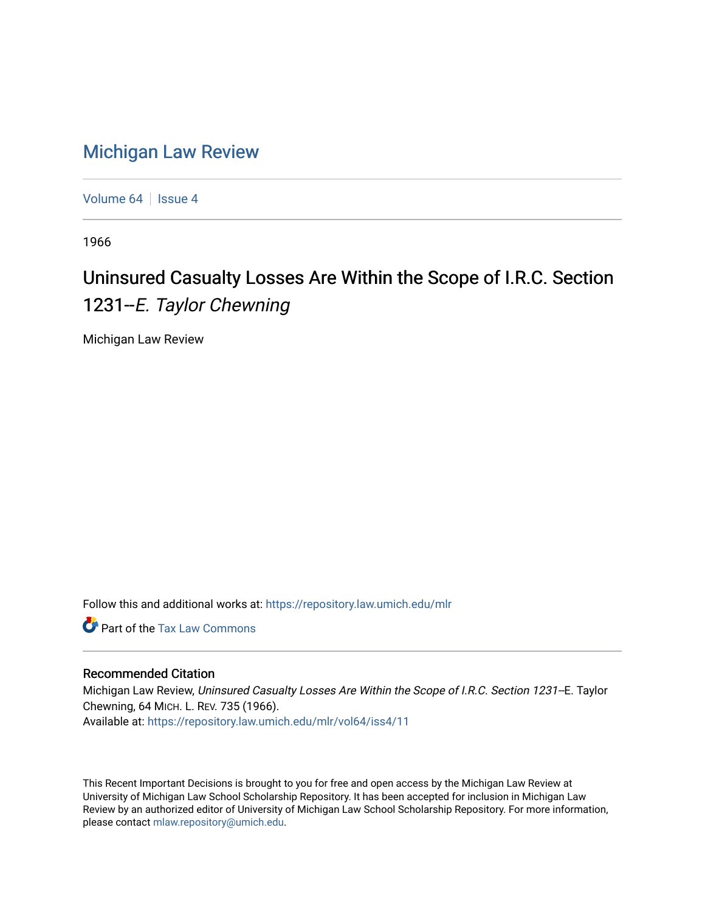# Michigan Law Review

Volume 64 | Issue 4

1966

## Uninsured Casualty Losses Are Within the Scope of I.R.C. Section 1231--*E. Taylor Chewning*

Michigan Law Review

Follow this and additional works at: https://repository.law.umich.edu/mlr

Part of the Tax Law Commons

### Recommended Citation

Michigan Law Review, *Uninsured Casualty Losses Are Within the Scope of I.R.C. Section 1231--*E. Taylor Chewning, 64 MICH. L. REV. 735 (1966).
Available at: https://repository.law.umich.edu/mlr/vol64/iss4/11

This Recent Important Decisions is brought to you for free and open access by the Michigan Law Review at University of Michigan Law School Scholarship Repository. It has been accepted for inclusion in Michigan Law Review by an authorized editor of University of Michigan Law School Scholarship Repository. For more information, please contact mlaw.repository@umich.edu.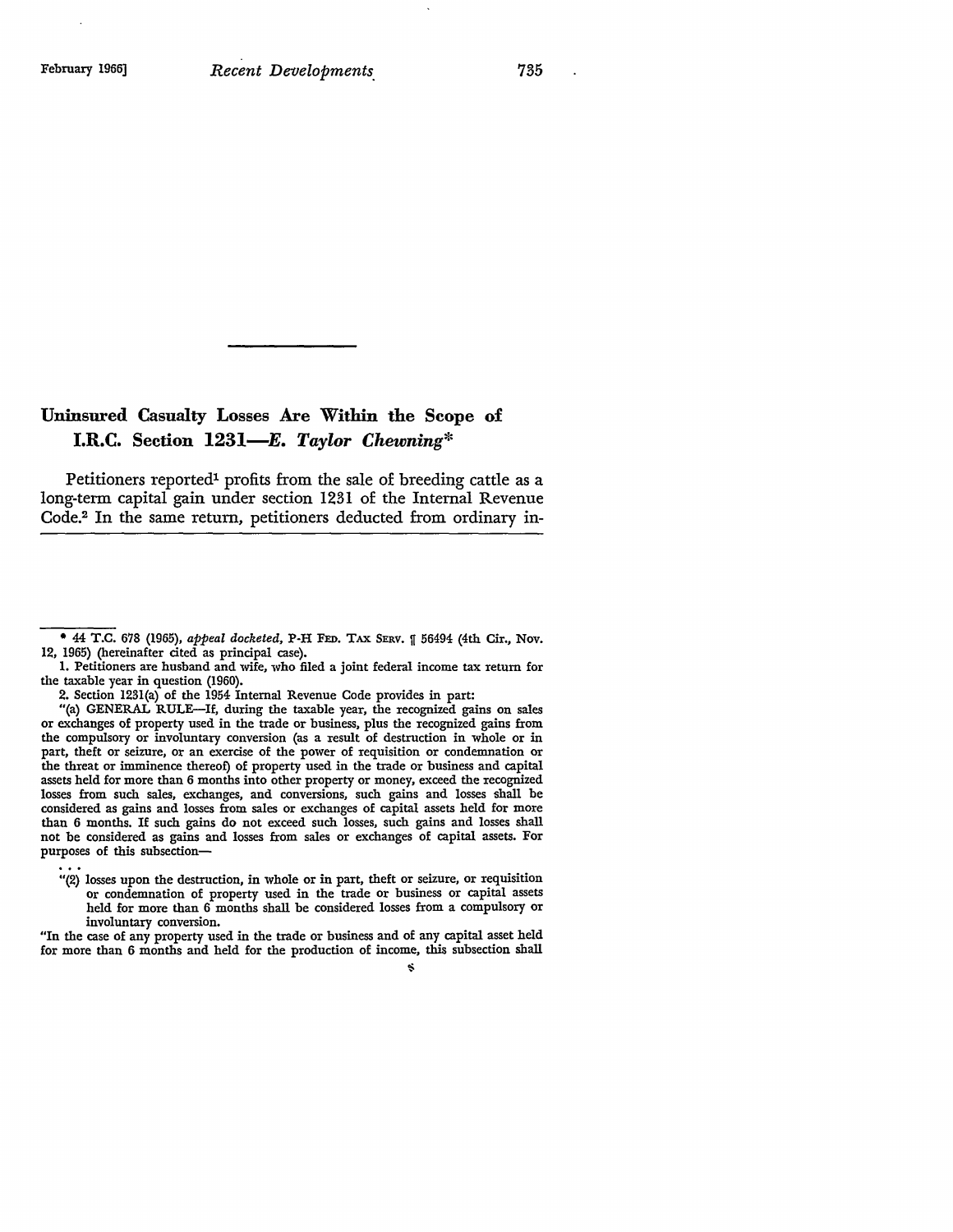## Uninsured Casualty Losses Are Within the Scope of I.R.C. Section 1231—*E. Taylor Chewning*\*

Petitioners reported[1] profits from the sale of breeding cattle as a long-term capital gain under section 1231 of the Internal Revenue Code.[2] In the same return, petitioners deducted from ordinary in-

---

\* 44 T.C. 678 (1965), *appeal docketed*, P-H FED. TAX SERV. ¶ 56494 (4th Cir., Nov. 12, 1965) (hereinafter cited as principal case).

1. Petitioners are husband and wife, who filed a joint federal income tax return for the taxable year in question (1960).

2. Section 1231(a) of the 1954 Internal Revenue Code provides in part:

"(a) GENERAL RULE—If, during the taxable year, the recognized gains on sales or exchanges of property used in the trade or business, plus the recognized gains from the compulsory or involuntary conversion (as a result of destruction in whole or in part, theft or seizure, or an exercise of the power of requisition or condemnation or the threat or imminence thereof) of property used in the trade or business and capital assets held for more than 6 months into other property or money, exceed the recognized losses from such sales, exchanges, and conversions, such gains and losses shall be considered as gains and losses from sales or exchanges of capital assets held for more than 6 months. If such gains do not exceed such losses, such gains and losses shall not be considered as gains and losses from sales or exchanges of capital assets. For purposes of this subsection—

. . .

"(2) losses upon the destruction, in whole or in part, theft or seizure, or requisition or condemnation of property used in the trade or business or capital assets held for more than 6 months shall be considered losses from a compulsory or involuntary conversion.

"In the case of any property used in the trade or business and of any capital asset held for more than 6 months and held for the production of income, this subsection shall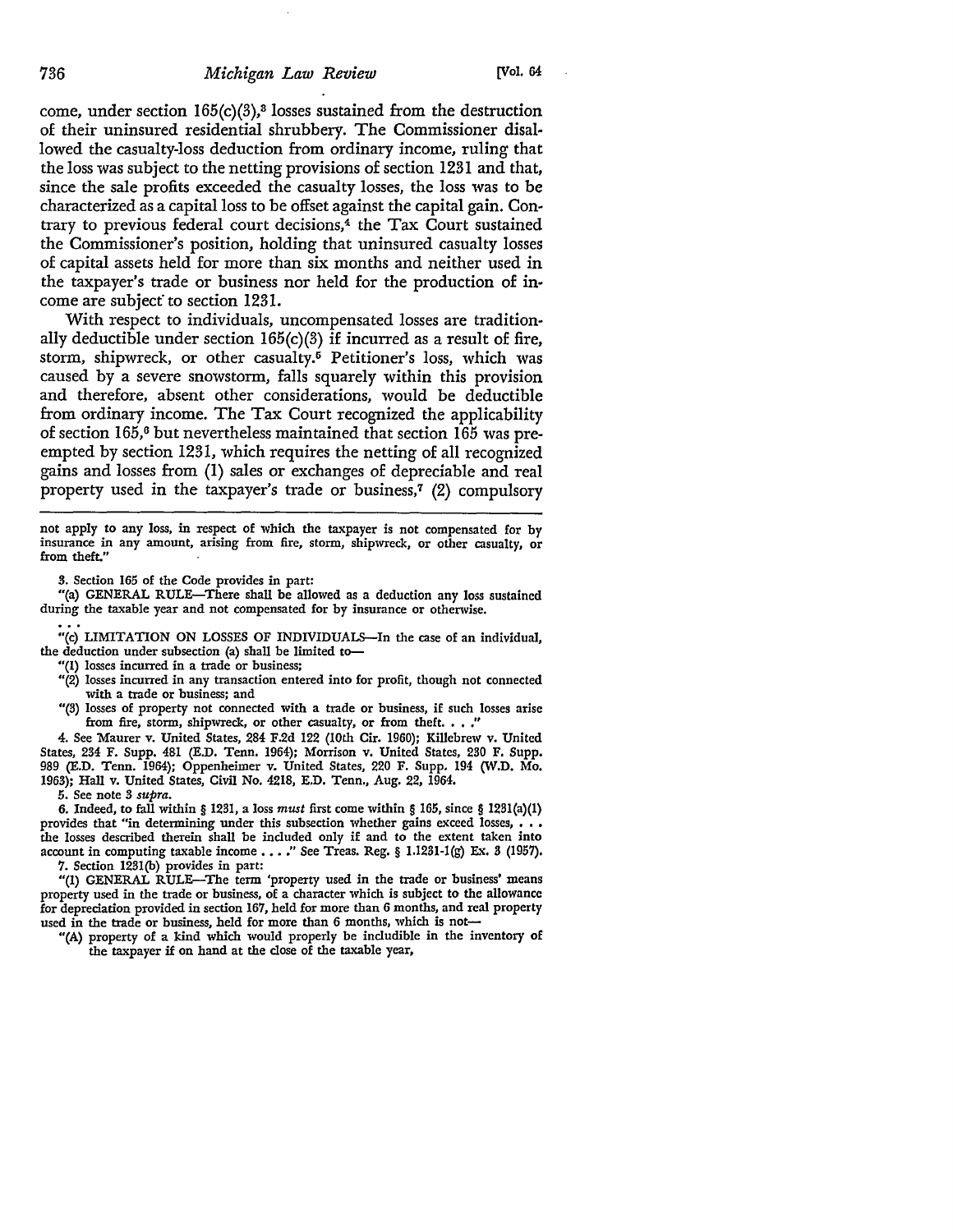come, under section 165(c)(3),[3] losses sustained from the destruction of their uninsured residential shrubbery. The Commissioner disallowed the casualty-loss deduction from ordinary income, ruling that the loss was subject to the netting provisions of section 1231 and that, since the sale profits exceeded the casualty losses, the loss was to be characterized as a capital loss to be offset against the capital gain. Contrary to previous federal court decisions,[4] the Tax Court sustained the Commissioner's position, holding that uninsured casualty losses of capital assets held for more than six months and neither used in the taxpayer's trade or business nor held for the production of income are subject to section 1231.

With respect to individuals, uncompensated losses are traditionally deductible under section 165(c)(3) if incurred as a result of fire, storm, shipwreck, or other casualty.[5] Petitioner's loss, which was caused by a severe snowstorm, falls squarely within this provision and therefore, absent other considerations, would be deductible from ordinary income. The Tax Court recognized the applicability of section 165,[6] but nevertheless maintained that section 165 was preempted by section 1231, which requires the netting of all recognized gains and losses from (1) sales or exchanges of depreciable and real property used in the taxpayer's trade or business,[7] (2) compulsory

---

not apply to any loss, in respect of which the taxpayer is not compensated for by insurance in any amount, arising from fire, storm, shipwreck, or other casualty, or from theft."

3. Section 165 of the Code provides in part:

"(a) GENERAL RULE—There shall be allowed as a deduction any loss sustained during the taxable year and not compensated for by insurance or otherwise.

. . .

"(c) LIMITATION ON LOSSES OF INDIVIDUALS—In the case of an individual, the deduction under subsection (a) shall be limited to—

"(1) losses incurred in a trade or business;

"(2) losses incurred in any transaction entered into for profit, though not connected with a trade or business; and

"(3) losses of property not connected with a trade or business, if such losses arise from fire, storm, shipwreck, or other casualty, or from theft. . . ."

4. See Maurer v. United States, 284 F.2d 122 (10th Cir. 1960); Killebrew v. United States, 234 F. Supp. 481 (E.D. Tenn. 1964); Morrison v. United States, 230 F. Supp. 989 (E.D. Tenn. 1964); Oppenheimer v. United States, 220 F. Supp. 194 (W.D. Mo. 1963); Hall v. United States, Civil No. 4218, E.D. Tenn., Aug. 22, 1964.

5. See note 3 *supra*.

6. Indeed, to fall within § 1231, a loss *must* first come within § 165, since § 1231(a)(1) provides that "in determining under this subsection whether gains exceed losses, . . . the losses described therein shall be included only if and to the extent taken into account in computing taxable income . . . ." See Treas. Reg. § 1.1231-1(g) Ex. 3 (1957).

7. Section 1231(b) provides in part:

"(1) GENERAL RULE—The term 'property used in the trade or business' means property used in the trade or business, of a character which is subject to the allowance for depreciation provided in section 167, held for more than 6 months, and real property used in the trade or business, held for more than 6 months, which is not—

"(A) property of a kind which would properly be includible in the inventory of the taxpayer if on hand at the close of the taxable year,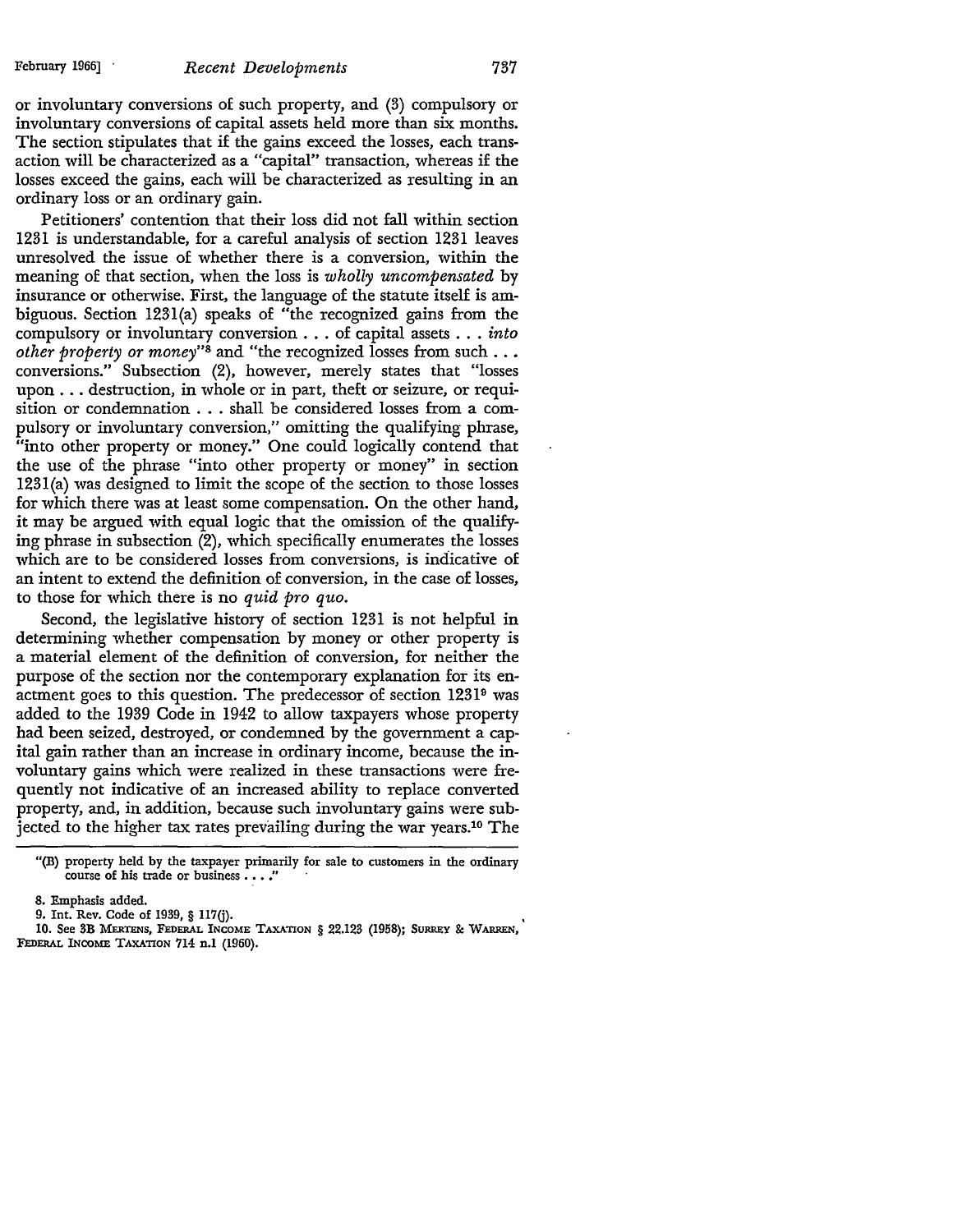or involuntary conversions of such property, and (3) compulsory or involuntary conversions of capital assets held more than six months. The section stipulates that if the gains exceed the losses, each transaction will be characterized as a "capital" transaction, whereas if the losses exceed the gains, each will be characterized as resulting in an ordinary loss or an ordinary gain.

Petitioners' contention that their loss did not fall within section 1231 is understandable, for a careful analysis of section 1231 leaves unresolved the issue of whether there is a conversion, within the meaning of that section, when the loss is *wholly uncompensated* by insurance or otherwise. First, the language of the statute itself is ambiguous. Section 1231(a) speaks of "the recognized gains from the compulsory or involuntary conversion . . . of capital assets . . . *into other property or money*"[8] and "the recognized losses from such . . . conversions." Subsection (2), however, merely states that "losses upon . . . destruction, in whole or in part, theft or seizure, or requisition or condemnation . . . shall be considered losses from a compulsory or involuntary conversion," omitting the qualifying phrase, "into other property or money." One could logically contend that the use of the phrase "into other property or money" in section 1231(a) was designed to limit the scope of the section to those losses for which there was at least some compensation. On the other hand, it may be argued with equal logic that the omission of the qualifying phrase in subsection (2), which specifically enumerates the losses which are to be considered losses from conversions, is indicative of an intent to extend the definition of conversion, in the case of losses, to those for which there is no *quid pro quo*.

Second, the legislative history of section 1231 is not helpful in determining whether compensation by money or other property is a material element of the definition of conversion, for neither the purpose of the section nor the contemporary explanation for its enactment goes to this question. The predecessor of section 1231[9] was added to the 1939 Code in 1942 to allow taxpayers whose property had been seized, destroyed, or condemned by the government a capital gain rather than an increase in ordinary income, because the involuntary gains which were realized in these transactions were frequently not indicative of an increased ability to replace converted property, and, in addition, because such involuntary gains were subjected to the higher tax rates prevailing during the war years.[10] The

"(B) property held by the taxpayer primarily for sale to customers in the ordinary course of his trade or business . . . ."

8. Emphasis added.

9. Int. Rev. Code of 1939, § 117(j).

10. See 3B MERTENS, FEDERAL INCOME TAXATION § 22.123 (1958); SURREY & WARREN, FEDERAL INCOME TAXATION 714 n.1 (1960).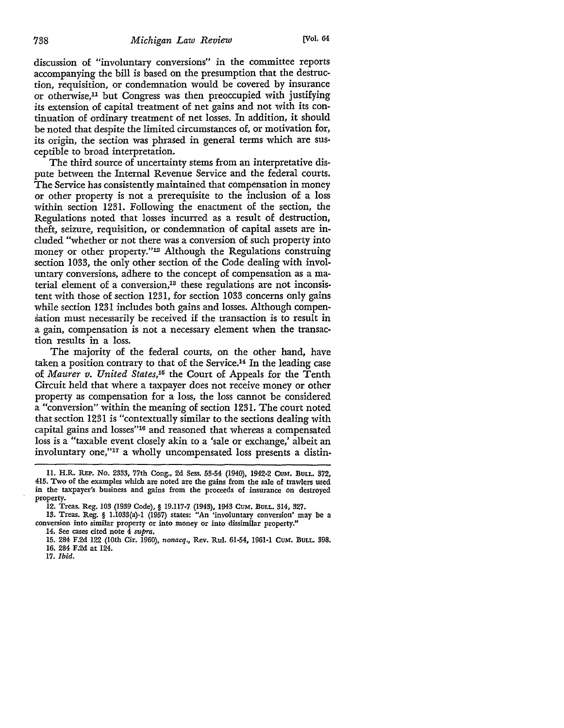discussion of "involuntary conversions" in the committee reports accompanying the bill is based on the presumption that the destruction, requisition, or condemnation would be covered by insurance or otherwise,[11] but Congress was then preoccupied with justifying its extension of capital treatment of net gains and not with its continuation of ordinary treatment of net losses. In addition, it should be noted that despite the limited circumstances of, or motivation for, its origin, the section was phrased in general terms which are susceptible to broad interpretation.

The third source of uncertainty stems from an interpretative dispute between the Internal Revenue Service and the federal courts. The Service has consistently maintained that compensation in money or other property is not a prerequisite to the inclusion of a loss within section 1231. Following the enactment of the section, the Regulations noted that losses incurred as a result of destruction, theft, seizure, requisition, or condemnation of capital assets are included "whether or not there was a conversion of such property into money or other property."[12] Although the Regulations construing section 1033, the only other section of the Code dealing with involuntary conversions, adhere to the concept of compensation as a material element of a conversion,[13] these regulations are not inconsistent with those of section 1231, for section 1033 concerns only gains while section 1231 includes both gains and losses. Although compensation must necessarily be received if the transaction is to result in a gain, compensation is not a necessary element when the transaction results in a loss.

The majority of the federal courts, on the other hand, have taken a position contrary to that of the Service.[14] In the leading case of *Maurer v. United States*,[15] the Court of Appeals for the Tenth Circuit held that where a taxpayer does not receive money or other property as compensation for a loss, the loss cannot be considered a "conversion" within the meaning of section 1231. The court noted that section 1231 is "contextually similar to the sections dealing with capital gains and losses"[16] and reasoned that whereas a compensated loss is a "taxable event closely akin to a 'sale or exchange,' albeit an involuntary one,"[17] a wholly uncompensated loss presents a distin-

---

11. H.R. REP. No. 2333, 77th Cong., 2d Sess. 53-54 (1940), 1942-2 CUM. BULL. 372, 415. Two of the examples which are noted are the gains from the sale of trawlers used in the taxpayer's business and gains from the proceeds of insurance on destroyed property.

12. Treas. Reg. 103 (1939 Code), § 19.117-7 (1943), 1943 CUM. BULL. 314, 327.

13. Treas. Reg. § 1.1033(a)-1 (1957) states: "An 'involuntary conversion' may be a conversion into similar property or into money or into dissimilar property."

14. See cases cited note 4 *supra*.

15. 284 F.2d 122 (10th Cir. 1960), *nonacq.*, Rev. Rul. 61-54, 1961-1 CUM. BULL. 398.

16. 284 F.2d at 124.

17. *Ibid.*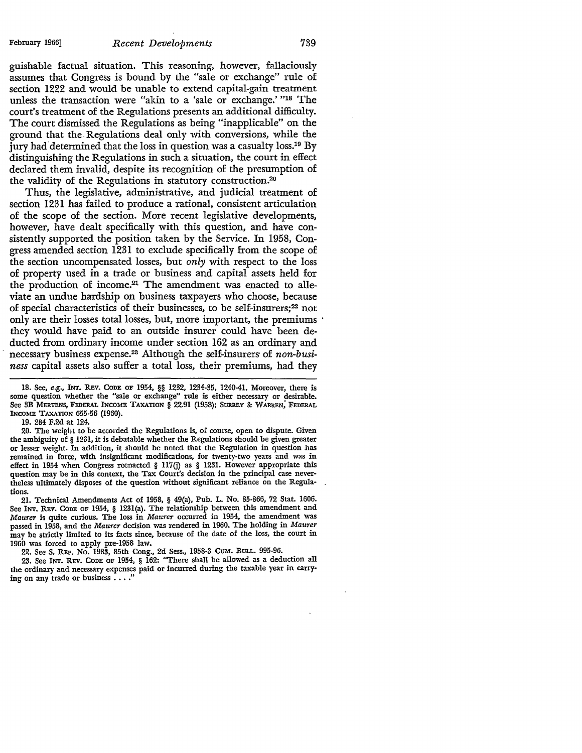guishable factual situation. This reasoning, however, fallaciously assumes that Congress is bound by the "sale or exchange" rule of section 1222 and would be unable to extend capital-gain treatment unless the transaction were "akin to a 'sale or exchange.' "[18] The court's treatment of the Regulations presents an additional difficulty. The court dismissed the Regulations as being "inapplicable" on the ground that the Regulations deal only with conversions, while the jury had determined that the loss in question was a casualty loss.[19] By distinguishing the Regulations in such a situation, the court in effect declared them invalid, despite its recognition of the presumption of the validity of the Regulations in statutory construction.[20]

Thus, the legislative, administrative, and judicial treatment of section 1231 has failed to produce a rational, consistent articulation of the scope of the section. More recent legislative developments, however, have dealt specifically with this question, and have consistently supported the position taken by the Service. In 1958, Congress amended section 1231 to exclude specifically from the scope of the section uncompensated losses, but *only* with respect to the loss of property used in a trade or business and capital assets held for the production of income.[21] The amendment was enacted to alleviate an undue hardship on business taxpayers who choose, because of special characteristics of their businesses, to be self-insurers;[22] not only are their losses total losses, but, more important, the premiums they would have paid to an outside insurer could have been deducted from ordinary income under section 162 as an ordinary and necessary business expense.[23] Although the self-insurers of *non-business* capital assets also suffer a total loss, their premiums, had they

---

18. See, *e.g.*, INT. REV. CODE OF 1954, §§ 1232, 1234-35, 1240-41. Moreover, there is some question whether the "sale or exchange" rule is either necessary or desirable. See 3B MERTENS, FEDERAL INCOME TAXATION § 22.91 (1958); SURREY & WARREN, FEDERAL INCOME TAXATION 655-56 (1960).

19. 284 F.2d at 124.

20. The weight to be accorded the Regulations is, of course, open to dispute. Given the ambiguity of § 1231, it is debatable whether the Regulations should be given greater or lesser weight. In addition, it should be noted that the Regulation in question has remained in force, with insignificant modifications, for twenty-two years and was in effect in 1954 when Congress reenacted § 117(j) as § 1231. However appropriate this question may be in this context, the Tax Court's decision in the principal case nevertheless ultimately disposes of the question without significant reliance on the Regulations.

21. Technical Amendments Act of 1958, § 49(a), Pub. L. No. 85-866, 72 Stat. 1606. See INT. REV. CODE OF 1954, § 1231(a). The relationship between this amendment and *Maurer* is quite curious. The loss in *Maurer* occurred in 1954, the amendment was passed in 1958, and the *Maurer* decision was rendered in 1960. The holding in *Maurer* may be strictly limited to its facts since, because of the date of the loss, the court in 1960 was forced to apply pre-1958 law.

22. See S. REP. No. 1983, 85th Cong., 2d Sess., 1958-3 CUM. BULL. 995-96.

23. See INT. REV. CODE OF 1954, § 162: "There shall be allowed as a deduction all the ordinary and necessary expenses paid or incurred during the taxable year in carrying on any trade or business . . . ."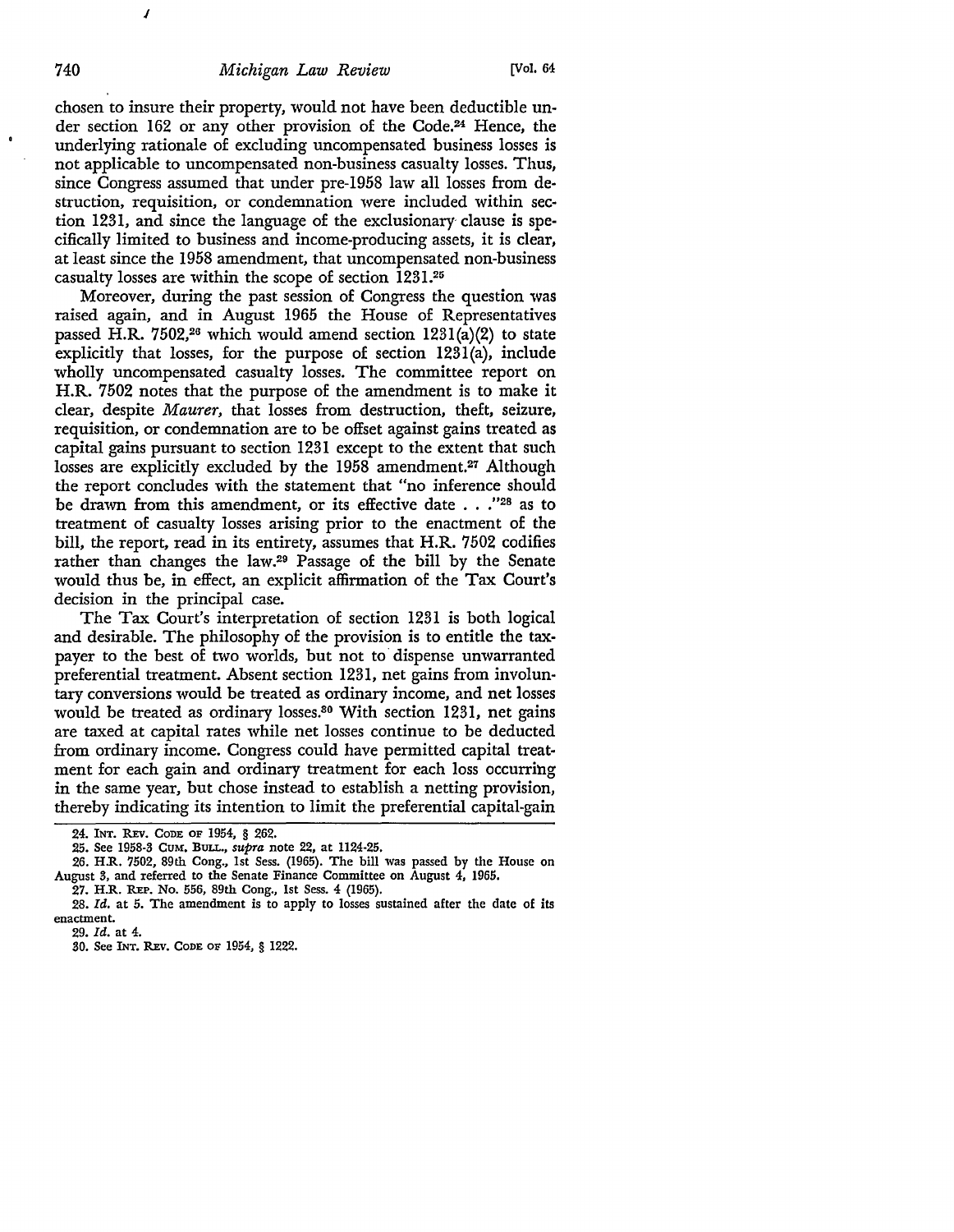chosen to insure their property, would not have been deductible under section 162 or any other provision of the Code.[24] Hence, the underlying rationale of excluding uncompensated business losses is not applicable to uncompensated non-business casualty losses. Thus, since Congress assumed that under pre-1958 law all losses from destruction, requisition, or condemnation were included within section 1231, and since the language of the exclusionary clause is specifically limited to business and income-producing assets, it is clear, at least since the 1958 amendment, that uncompensated non-business casualty losses are within the scope of section 1231.[25]

Moreover, during the past session of Congress the question was raised again, and in August 1965 the House of Representatives passed H.R. 7502,[26] which would amend section 1231(a)(2) to state explicitly that losses, for the purpose of section 1231(a), include wholly uncompensated casualty losses. The committee report on H.R. 7502 notes that the purpose of the amendment is to make it clear, despite *Maurer*, that losses from destruction, theft, seizure, requisition, or condemnation are to be offset against gains treated as capital gains pursuant to section 1231 except to the extent that such losses are explicitly excluded by the 1958 amendment.[27] Although the report concludes with the statement that "no inference should be drawn from this amendment, or its effective date . . ."[28] as to treatment of casualty losses arising prior to the enactment of the bill, the report, read in its entirety, assumes that H.R. 7502 codifies rather than changes the law.[29] Passage of the bill by the Senate would thus be, in effect, an explicit affirmation of the Tax Court's decision in the principal case.

The Tax Court's interpretation of section 1231 is both logical and desirable. The philosophy of the provision is to entitle the taxpayer to the best of two worlds, but not to dispense unwarranted preferential treatment. Absent section 1231, net gains from involuntary conversions would be treated as ordinary income, and net losses would be treated as ordinary losses.[30] With section 1231, net gains are taxed at capital rates while net losses continue to be deducted from ordinary income. Congress could have permitted capital treatment for each gain and ordinary treatment for each loss occurring in the same year, but chose instead to establish a netting provision, thereby indicating its intention to limit the preferential capital-gain

---

24. INT. REV. CODE OF 1954, § 262.

25. See 1958-3 CUM. BULL., *supra* note 22, at 1124-25.

26. H.R. 7502, 89th Cong., 1st Sess. (1965). The bill was passed by the House on August 3, and referred to the Senate Finance Committee on August 4, 1965.

27. H.R. REP. No. 556, 89th Cong., 1st Sess. 4 (1965).

28. *Id.* at 5. The amendment is to apply to losses sustained after the date of its enactment.

29. *Id.* at 4.

30. See INT. REV. CODE OF 1954, § 1222.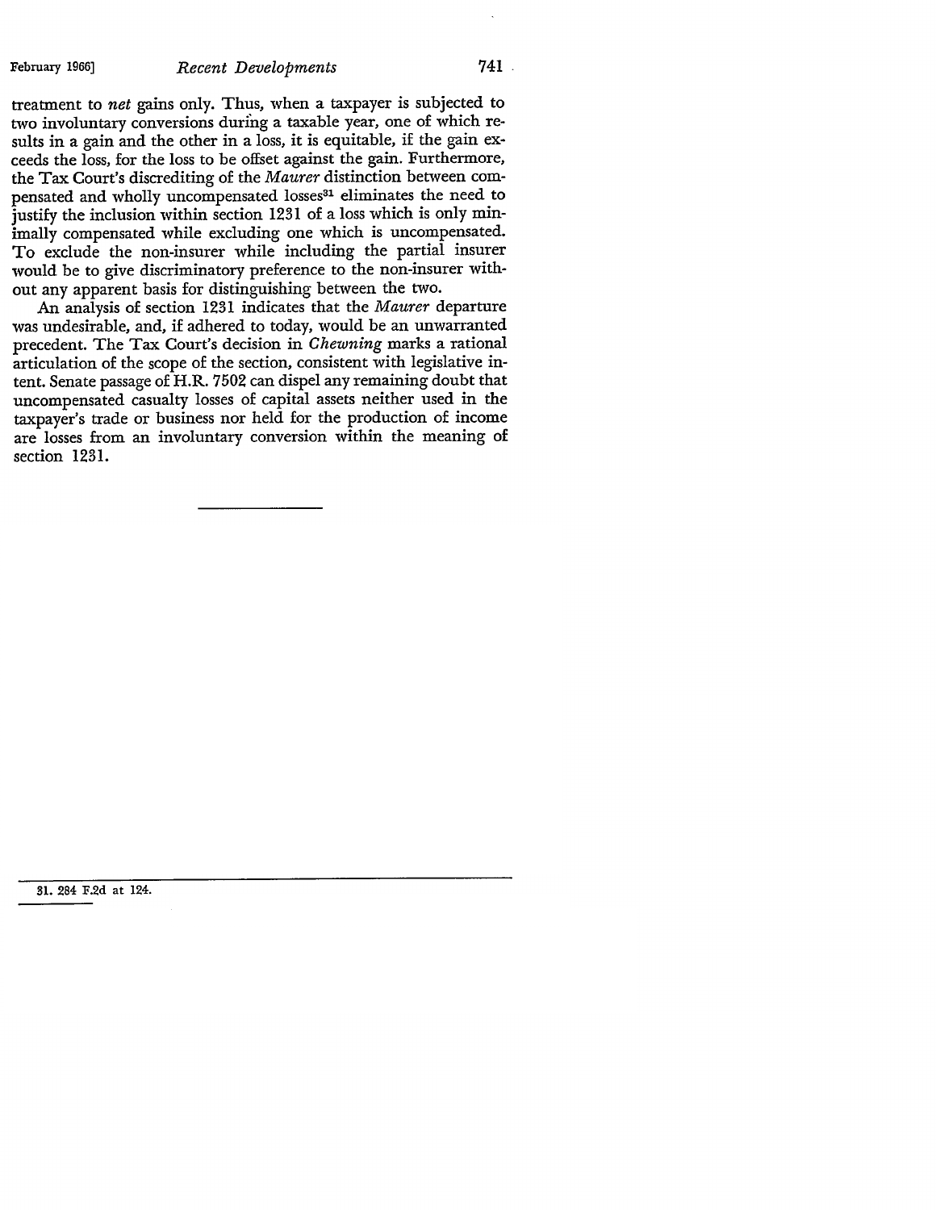treatment to *net* gains only. Thus, when a taxpayer is subjected to two involuntary conversions during a taxable year, one of which results in a gain and the other in a loss, it is equitable, if the gain exceeds the loss, for the loss to be offset against the gain. Furthermore, the Tax Court's discrediting of the *Maurer* distinction between compensated and wholly uncompensated losses[31] eliminates the need to justify the inclusion within section 1231 of a loss which is only minimally compensated while excluding one which is uncompensated. To exclude the non-insurer while including the partial insurer would be to give discriminatory preference to the non-insurer without any apparent basis for distinguishing between the two.

An analysis of section 1231 indicates that the *Maurer* departure was undesirable, and, if adhered to today, would be an unwarranted precedent. The Tax Court's decision in *Chewning* marks a rational articulation of the scope of the section, consistent with legislative intent. Senate passage of H.R. 7502 can dispel any remaining doubt that uncompensated casualty losses of capital assets neither used in the taxpayer's trade or business nor held for the production of income are losses from an involuntary conversion within the meaning of section 1231.

---

31. 284 F.2d at 124.